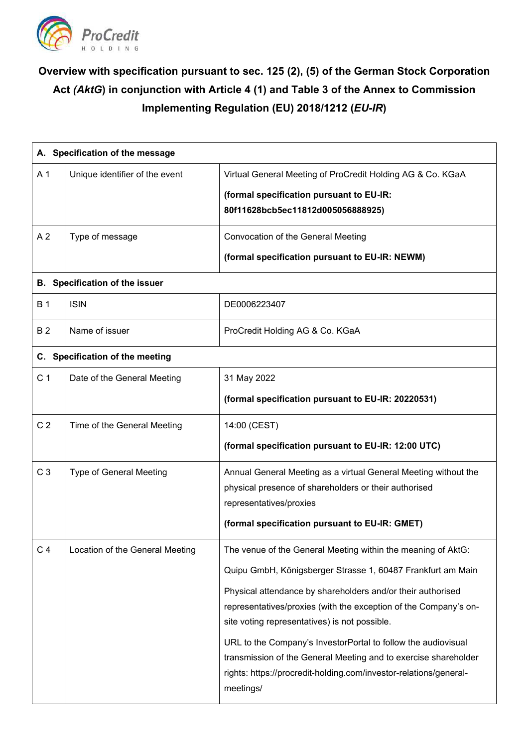# Overview with specification pursuant to sec. 125 (2), (5) of the German Stock Corporation Act *(AktG)* in conjunction with Article 4 (1) and Table 3 of the Annex to Commission Implementing Regulation (EU) 2018/1212 (*EU-IR*)

| **A. Specification of the message** | | |
|---|---|---|
| A 1 | Unique identifier of the event | Virtual General Meeting of ProCredit Holding AG & Co. KGaA<br><br>**(formal specification pursuant to EU-IR: 80f11628bcb5ec11812d005056888925)** |
| A 2 | Type of message | Convocation of the General Meeting<br><br>**(formal specification pursuant to EU-IR: NEWM)** |
| **B. Specification of the issuer** | | |
| B 1 | ISIN | DE0006223407 |
| B 2 | Name of issuer | ProCredit Holding AG & Co. KGaA |
| **C. Specification of the meeting** | | |
| C 1 | Date of the General Meeting | 31 May 2022<br><br>**(formal specification pursuant to EU-IR: 20220531)** |
| C 2 | Time of the General Meeting | 14:00 (CEST)<br><br>**(formal specification pursuant to EU-IR: 12:00 UTC)** |
| C 3 | Type of General Meeting | Annual General Meeting as a virtual General Meeting without the physical presence of shareholders or their authorised representatives/proxies<br><br>**(formal specification pursuant to EU-IR: GMET)** |
| C 4 | Location of the General Meeting | The venue of the General Meeting within the meaning of AktG:<br><br>Quipu GmbH, Königsberger Strasse 1, 60487 Frankfurt am Main<br><br>Physical attendance by shareholders and/or their authorised representatives/proxies (with the exception of the Company's on-site voting representatives) is not possible.<br><br>URL to the Company's InvestorPortal to follow the audiovisual transmission of the General Meeting and to exercise shareholder rights: https://procredit-holding.com/investor-relations/general-meetings/ |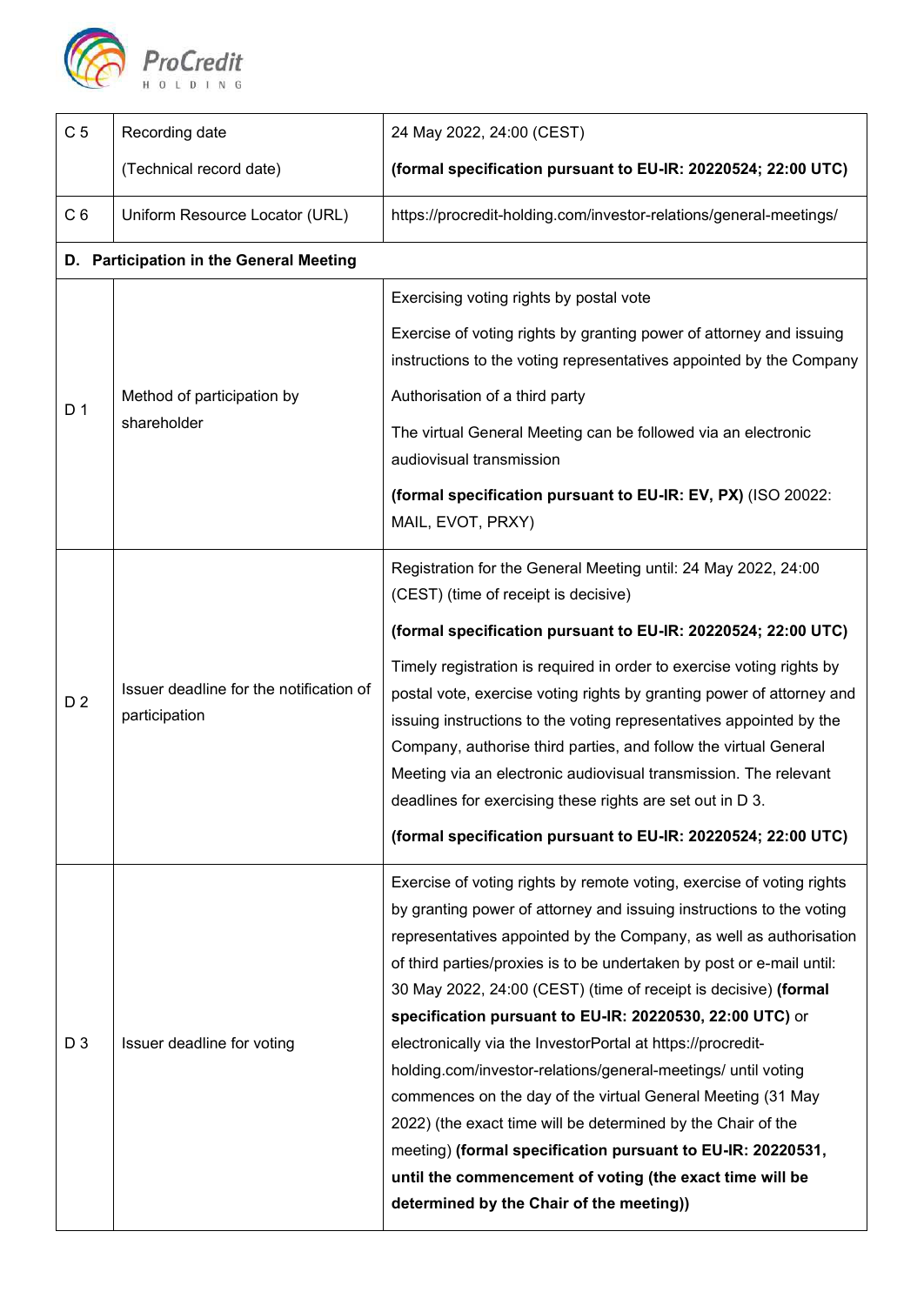| | | |
|---|---|---|
| C 5 | Recording date<br><br>(Technical record date) | 24 May 2022, 24:00 (CEST)<br><br>**(formal specification pursuant to EU-IR: 20220524; 22:00 UTC)** |
| C 6 | Uniform Resource Locator (URL) | https://procredit-holding.com/investor-relations/general-meetings/ |
| **D. Participation in the General Meeting** | | |
| D 1 | Method of participation by shareholder | Exercising voting rights by postal vote<br><br>Exercise of voting rights by granting power of attorney and issuing instructions to the voting representatives appointed by the Company<br><br>Authorisation of a third party<br><br>The virtual General Meeting can be followed via an electronic audiovisual transmission<br><br>**(formal specification pursuant to EU-IR: EV, PX)** (ISO 20022: MAIL, EVOT, PRXY) |
| D 2 | Issuer deadline for the notification of participation | Registration for the General Meeting until: 24 May 2022, 24:00 (CEST) (time of receipt is decisive)<br><br>**(formal specification pursuant to EU-IR: 20220524; 22:00 UTC)**<br><br>Timely registration is required in order to exercise voting rights by postal vote, exercise voting rights by granting power of attorney and issuing instructions to the voting representatives appointed by the Company, authorise third parties, and follow the virtual General Meeting via an electronic audiovisual transmission. The relevant deadlines for exercising these rights are set out in D 3.<br><br>**(formal specification pursuant to EU-IR: 20220524; 22:00 UTC)** |
| D 3 | Issuer deadline for voting | Exercise of voting rights by remote voting, exercise of voting rights by granting power of attorney and issuing instructions to the voting representatives appointed by the Company, as well as authorisation of third parties/proxies is to be undertaken by post or e-mail until: 30 May 2022, 24:00 (CEST) (time of receipt is decisive) **(formal specification pursuant to EU-IR: 20220530, 22:00 UTC)** or electronically via the InvestorPortal at https://procredit-holding.com/investor-relations/general-meetings/ until voting commences on the day of the virtual General Meeting (31 May 2022) (the exact time will be determined by the Chair of the meeting) **(formal specification pursuant to EU-IR: 20220531, until the commencement of voting (the exact time will be determined by the Chair of the meeting))** |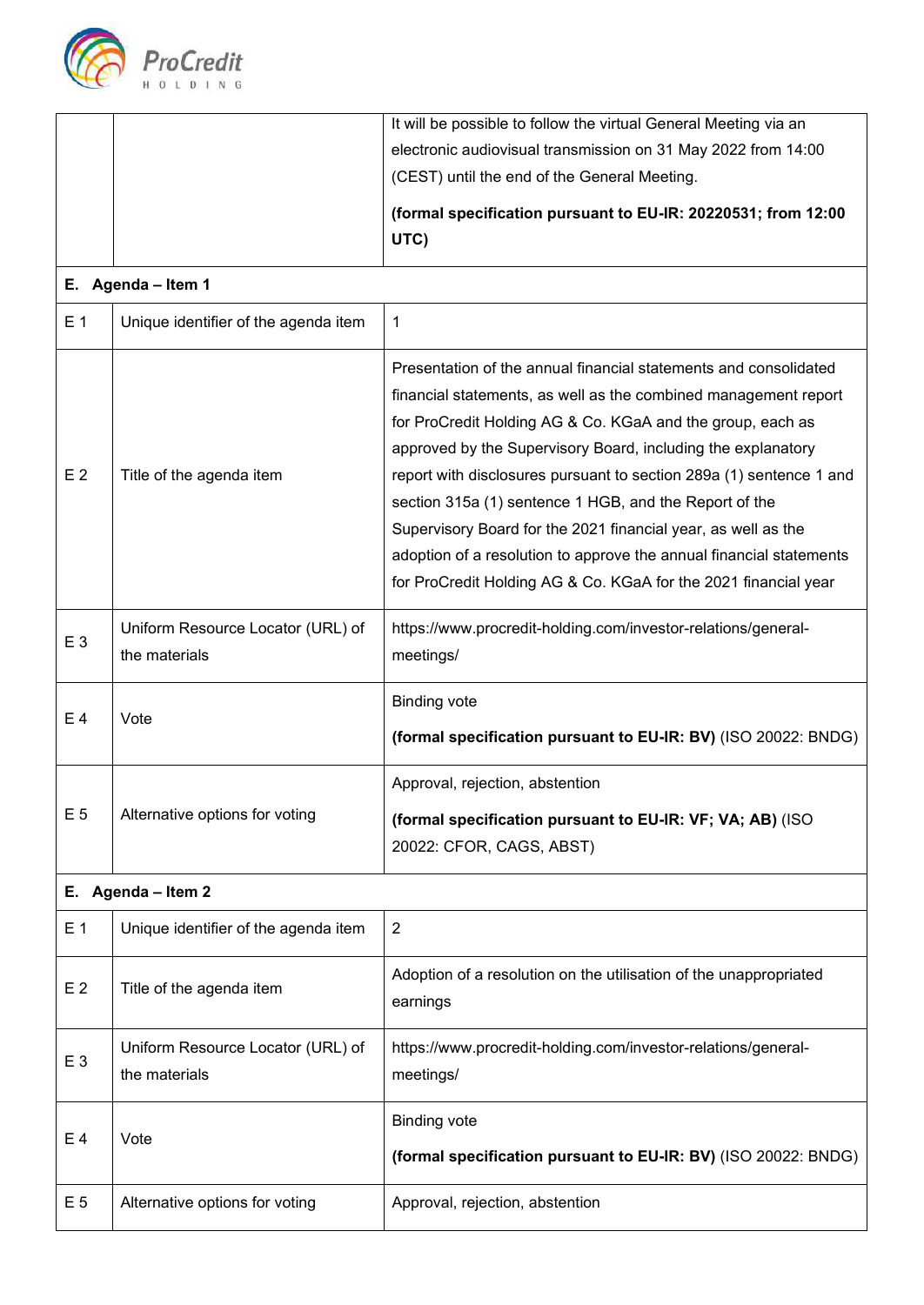| | | |
|---|---|---|
| | | It will be possible to follow the virtual General Meeting via an electronic audiovisual transmission on 31 May 2022 from 14:00 (CEST) until the end of the General Meeting.<br><br>**(formal specification pursuant to EU-IR: 20220531; from 12:00 UTC)** |
| **E. Agenda – Item 1** | | |
| E 1 | Unique identifier of the agenda item | 1 |
| E 2 | Title of the agenda item | Presentation of the annual financial statements and consolidated financial statements, as well as the combined management report for ProCredit Holding AG & Co. KGaA and the group, each as approved by the Supervisory Board, including the explanatory report with disclosures pursuant to section 289a (1) sentence 1 and section 315a (1) sentence 1 HGB, and the Report of the Supervisory Board for the 2021 financial year, as well as the adoption of a resolution to approve the annual financial statements for ProCredit Holding AG & Co. KGaA for the 2021 financial year |
| E 3 | Uniform Resource Locator (URL) of the materials | https://www.procredit-holding.com/investor-relations/general-meetings/ |
| E 4 | Vote | Binding vote<br><br>**(formal specification pursuant to EU-IR: BV)** (ISO 20022: BNDG) |
| E 5 | Alternative options for voting | Approval, rejection, abstention<br><br>**(formal specification pursuant to EU-IR: VF; VA; AB)** (ISO 20022: CFOR, CAGS, ABST) |
| **E. Agenda – Item 2** | | |
| E 1 | Unique identifier of the agenda item | 2 |
| E 2 | Title of the agenda item | Adoption of a resolution on the utilisation of the unappropriated earnings |
| E 3 | Uniform Resource Locator (URL) of the materials | https://www.procredit-holding.com/investor-relations/general-meetings/ |
| E 4 | Vote | Binding vote<br><br>**(formal specification pursuant to EU-IR: BV)** (ISO 20022: BNDG) |
| E 5 | Alternative options for voting | Approval, rejection, abstention |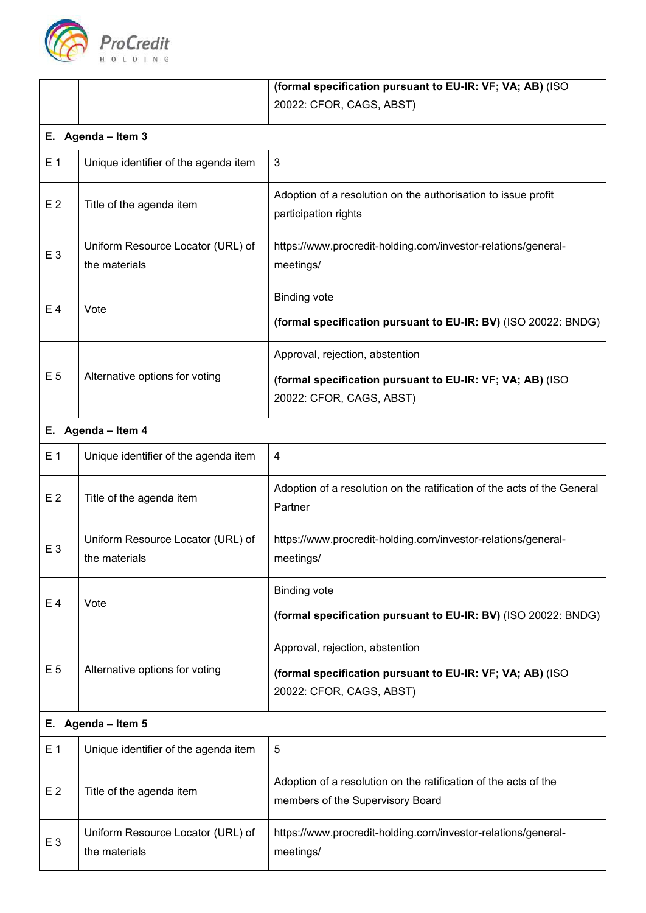| | | |
|---|---|---|
| | | **(formal specification pursuant to EU-IR: VF; VA; AB)** (ISO 20022: CFOR, CAGS, ABST) |
| **E. Agenda – Item 3** | | |
| E 1 | Unique identifier of the agenda item | 3 |
| E 2 | Title of the agenda item | Adoption of a resolution on the authorisation to issue profit participation rights |
| E 3 | Uniform Resource Locator (URL) of the materials | https://www.procredit-holding.com/investor-relations/general-meetings/ |
| E 4 | Vote | Binding vote<br><br>**(formal specification pursuant to EU-IR: BV)** (ISO 20022: BNDG) |
| E 5 | Alternative options for voting | Approval, rejection, abstention<br><br>**(formal specification pursuant to EU-IR: VF; VA; AB)** (ISO 20022: CFOR, CAGS, ABST) |
| **E. Agenda – Item 4** | | |
| E 1 | Unique identifier of the agenda item | 4 |
| E 2 | Title of the agenda item | Adoption of a resolution on the ratification of the acts of the General Partner |
| E 3 | Uniform Resource Locator (URL) of the materials | https://www.procredit-holding.com/investor-relations/general-meetings/ |
| E 4 | Vote | Binding vote<br><br>**(formal specification pursuant to EU-IR: BV)** (ISO 20022: BNDG) |
| E 5 | Alternative options for voting | Approval, rejection, abstention<br><br>**(formal specification pursuant to EU-IR: VF; VA; AB)** (ISO 20022: CFOR, CAGS, ABST) |
| **E. Agenda – Item 5** | | |
| E 1 | Unique identifier of the agenda item | 5 |
| E 2 | Title of the agenda item | Adoption of a resolution on the ratification of the acts of the members of the Supervisory Board |
| E 3 | Uniform Resource Locator (URL) of the materials | https://www.procredit-holding.com/investor-relations/general-meetings/ |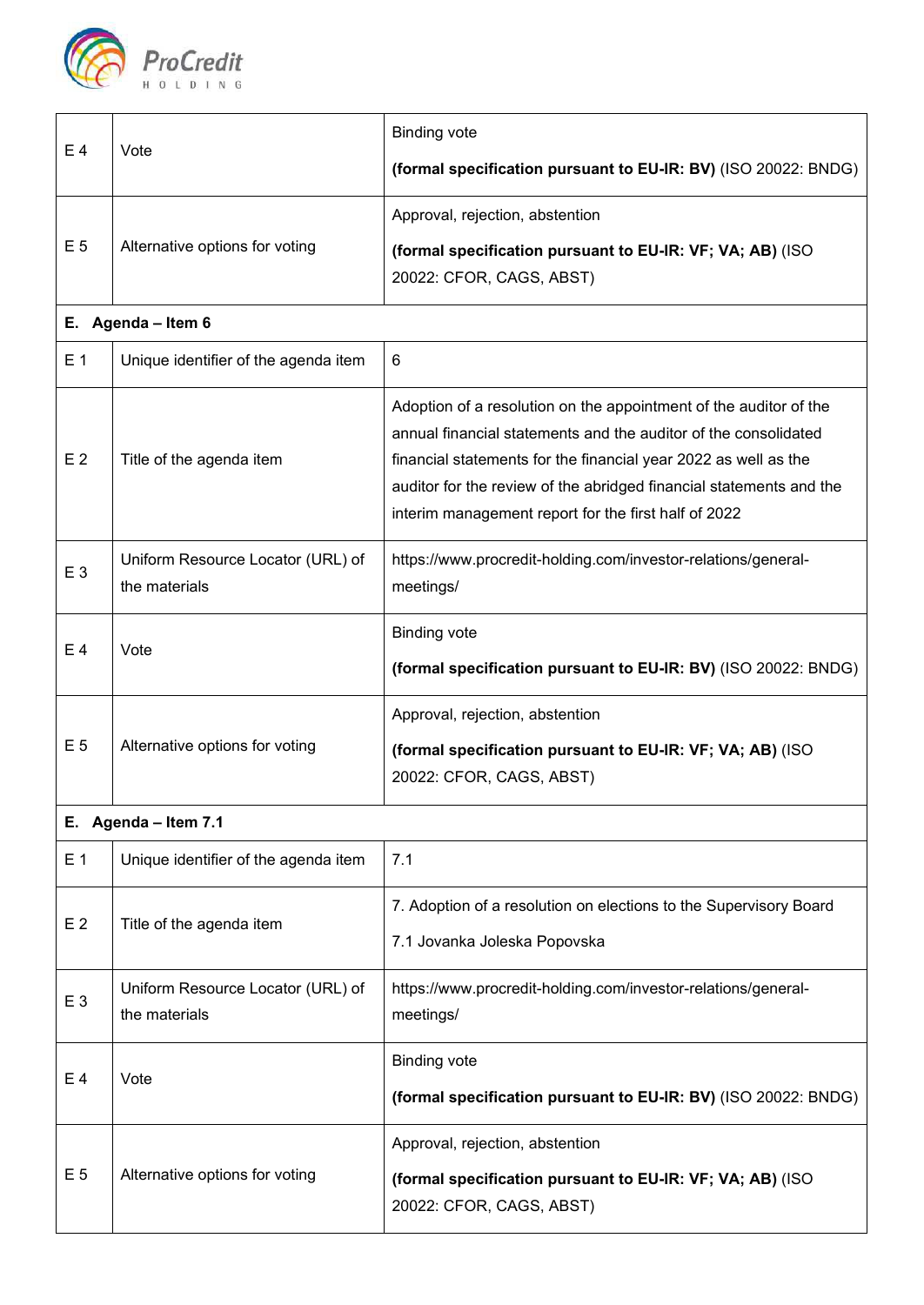| | | |
|---|---|---|
| E 4 | Vote | Binding vote<br><br>**(formal specification pursuant to EU-IR: BV)** (ISO 20022: BNDG) |
| E 5 | Alternative options for voting | Approval, rejection, abstention<br><br>**(formal specification pursuant to EU-IR: VF; VA; AB)** (ISO 20022: CFOR, CAGS, ABST) |
| **E. Agenda – Item 6** | | |
| E 1 | Unique identifier of the agenda item | 6 |
| E 2 | Title of the agenda item | Adoption of a resolution on the appointment of the auditor of the annual financial statements and the auditor of the consolidated financial statements for the financial year 2022 as well as the auditor for the review of the abridged financial statements and the interim management report for the first half of 2022 |
| E 3 | Uniform Resource Locator (URL) of the materials | https://www.procredit-holding.com/investor-relations/general-meetings/ |
| E 4 | Vote | Binding vote<br><br>**(formal specification pursuant to EU-IR: BV)** (ISO 20022: BNDG) |
| E 5 | Alternative options for voting | Approval, rejection, abstention<br><br>**(formal specification pursuant to EU-IR: VF; VA; AB)** (ISO 20022: CFOR, CAGS, ABST) |
| **E. Agenda – Item 7.1** | | |
| E 1 | Unique identifier of the agenda item | 7.1 |
| E 2 | Title of the agenda item | 7. Adoption of a resolution on elections to the Supervisory Board<br><br>7.1 Jovanka Joleska Popovska |
| E 3 | Uniform Resource Locator (URL) of the materials | https://www.procredit-holding.com/investor-relations/general-meetings/ |
| E 4 | Vote | Binding vote<br><br>**(formal specification pursuant to EU-IR: BV)** (ISO 20022: BNDG) |
| E 5 | Alternative options for voting | Approval, rejection, abstention<br><br>**(formal specification pursuant to EU-IR: VF; VA; AB)** (ISO 20022: CFOR, CAGS, ABST) |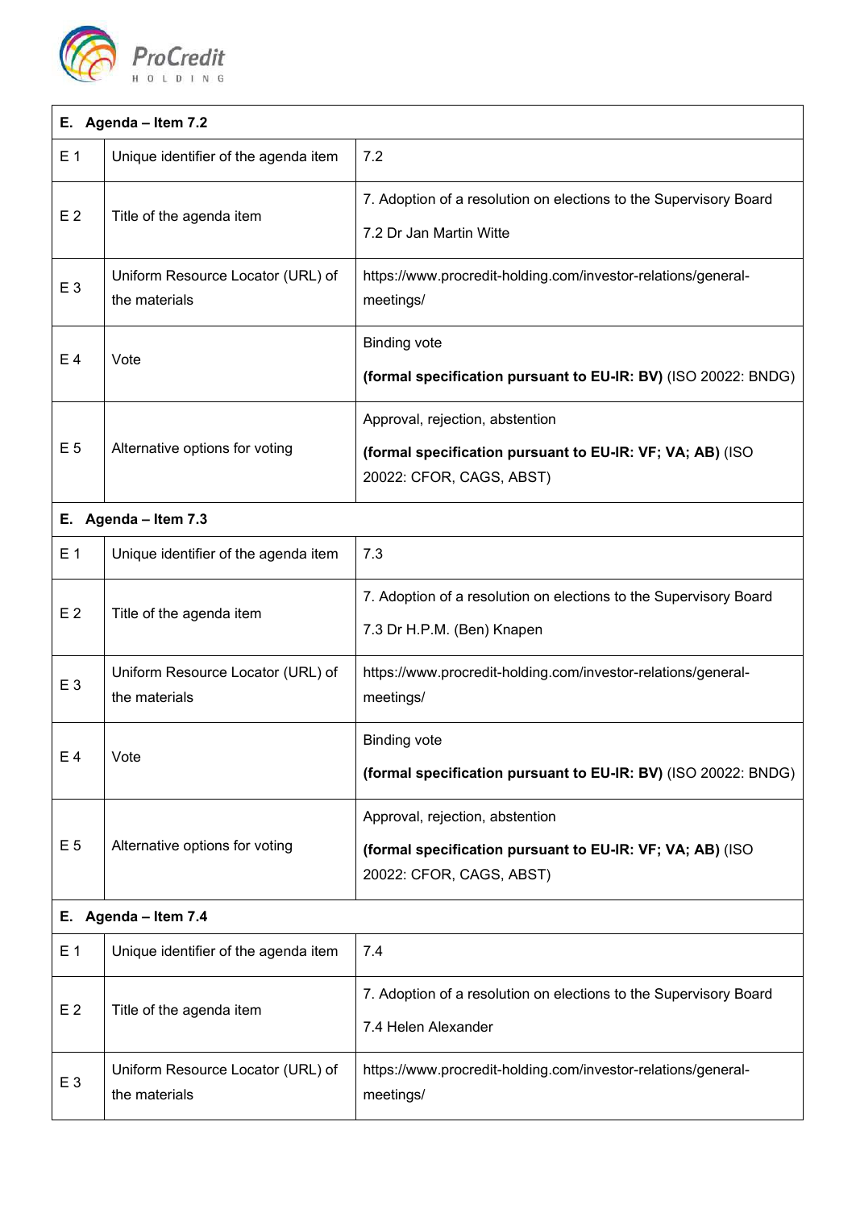| | | |
|---|---|---|
| **E. Agenda – Item 7.2** | | |
| E 1 | Unique identifier of the agenda item | 7.2 |
| E 2 | Title of the agenda item | 7. Adoption of a resolution on elections to the Supervisory Board<br><br>7.2 Dr Jan Martin Witte |
| E 3 | Uniform Resource Locator (URL) of the materials | https://www.procredit-holding.com/investor-relations/general-meetings/ |
| E 4 | Vote | Binding vote<br><br>**(formal specification pursuant to EU-IR: BV)** (ISO 20022: BNDG) |
| E 5 | Alternative options for voting | Approval, rejection, abstention<br><br>**(formal specification pursuant to EU-IR: VF; VA; AB)** (ISO 20022: CFOR, CAGS, ABST) |
| **E. Agenda – Item 7.3** | | |
| E 1 | Unique identifier of the agenda item | 7.3 |
| E 2 | Title of the agenda item | 7. Adoption of a resolution on elections to the Supervisory Board<br><br>7.3 Dr H.P.M. (Ben) Knapen |
| E 3 | Uniform Resource Locator (URL) of the materials | https://www.procredit-holding.com/investor-relations/general-meetings/ |
| E 4 | Vote | Binding vote<br><br>**(formal specification pursuant to EU-IR: BV)** (ISO 20022: BNDG) |
| E 5 | Alternative options for voting | Approval, rejection, abstention<br><br>**(formal specification pursuant to EU-IR: VF; VA; AB)** (ISO 20022: CFOR, CAGS, ABST) |
| **E. Agenda – Item 7.4** | | |
| E 1 | Unique identifier of the agenda item | 7.4 |
| E 2 | Title of the agenda item | 7. Adoption of a resolution on elections to the Supervisory Board<br><br>7.4 Helen Alexander |
| E 3 | Uniform Resource Locator (URL) of the materials | https://www.procredit-holding.com/investor-relations/general-meetings/ |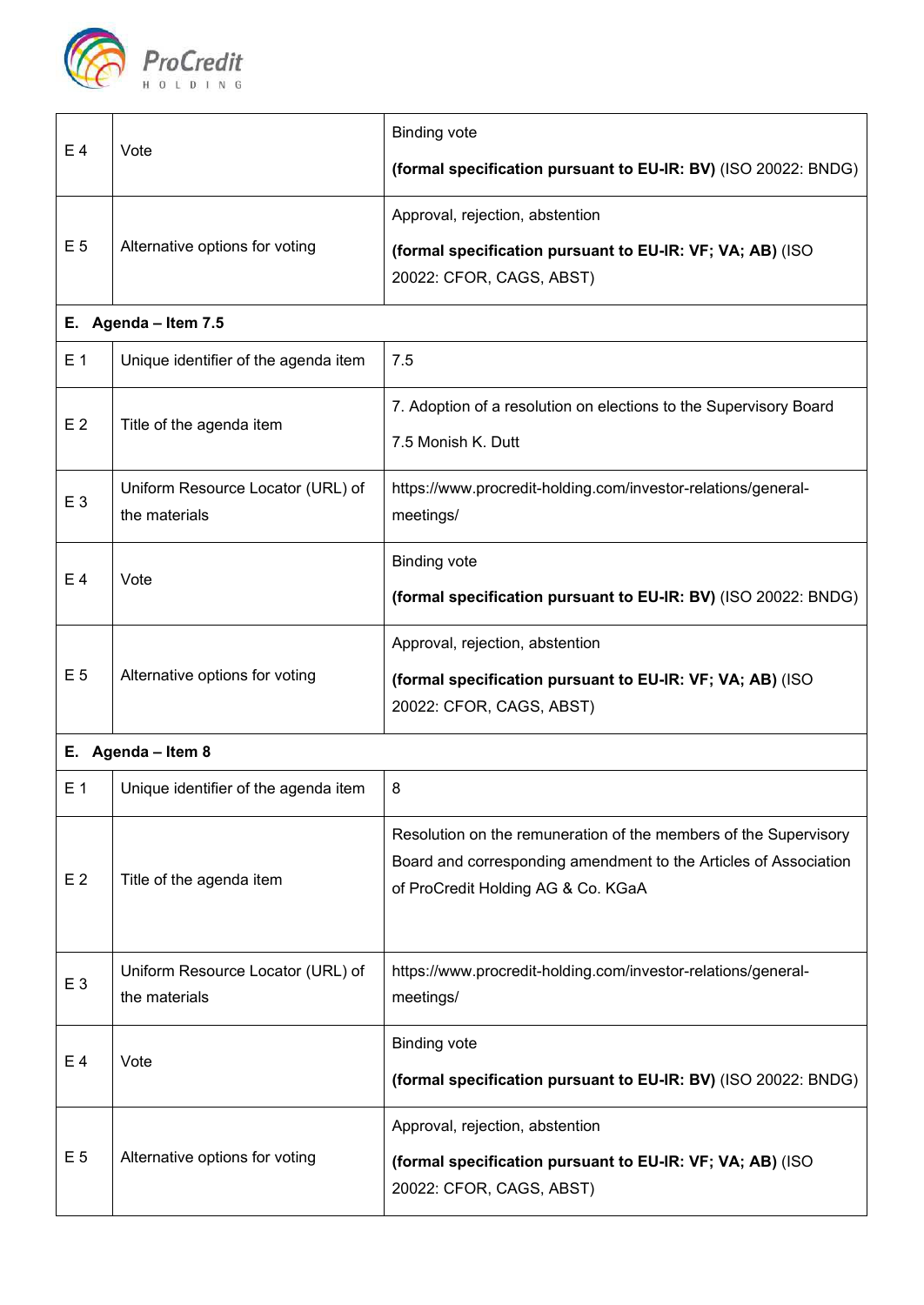| | | |
|---|---|---|
| E 4 | Vote | Binding vote<br><br>**(formal specification pursuant to EU-IR: BV)** (ISO 20022: BNDG) |
| E 5 | Alternative options for voting | Approval, rejection, abstention<br><br>**(formal specification pursuant to EU-IR: VF; VA; AB)** (ISO 20022: CFOR, CAGS, ABST) |
| **E. Agenda – Item 7.5** | | |
| E 1 | Unique identifier of the agenda item | 7.5 |
| E 2 | Title of the agenda item | 7. Adoption of a resolution on elections to the Supervisory Board<br><br>7.5 Monish K. Dutt |
| E 3 | Uniform Resource Locator (URL) of the materials | https://www.procredit-holding.com/investor-relations/general-meetings/ |
| E 4 | Vote | Binding vote<br><br>**(formal specification pursuant to EU-IR: BV)** (ISO 20022: BNDG) |
| E 5 | Alternative options for voting | Approval, rejection, abstention<br><br>**(formal specification pursuant to EU-IR: VF; VA; AB)** (ISO 20022: CFOR, CAGS, ABST) |
| **E. Agenda – Item 8** | | |
| E 1 | Unique identifier of the agenda item | 8 |
| E 2 | Title of the agenda item | Resolution on the remuneration of the members of the Supervisory Board and corresponding amendment to the Articles of Association of ProCredit Holding AG & Co. KGaA |
| E 3 | Uniform Resource Locator (URL) of the materials | https://www.procredit-holding.com/investor-relations/general-meetings/ |
| E 4 | Vote | Binding vote<br><br>**(formal specification pursuant to EU-IR: BV)** (ISO 20022: BNDG) |
| E 5 | Alternative options for voting | Approval, rejection, abstention<br><br>**(formal specification pursuant to EU-IR: VF; VA; AB)** (ISO 20022: CFOR, CAGS, ABST) |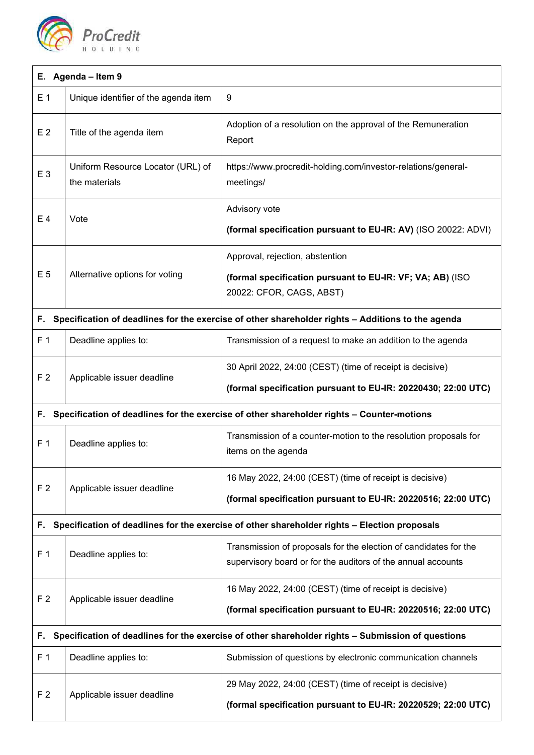| E. Agenda – Item 9 | | |
|---|---|---|
| E 1 | Unique identifier of the agenda item | 9 |
| E 2 | Title of the agenda item | Adoption of a resolution on the approval of the Remuneration Report |
| E 3 | Uniform Resource Locator (URL) of the materials | https://www.procredit-holding.com/investor-relations/general-meetings/ |
| E 4 | Vote | Advisory vote<br>**(formal specification pursuant to EU-IR: AV)** (ISO 20022: ADVI) |
| E 5 | Alternative options for voting | Approval, rejection, abstention<br>**(formal specification pursuant to EU-IR: VF; VA; AB)** (ISO 20022: CFOR, CAGS, ABST) |

| F. Specification of deadlines for the exercise of other shareholder rights – Additions to the agenda | | |
|---|---|---|
| F 1 | Deadline applies to: | Transmission of a request to make an addition to the agenda |
| F 2 | Applicable issuer deadline | 30 April 2022, 24:00 (CEST) (time of receipt is decisive)<br>**(formal specification pursuant to EU-IR: 20220430; 22:00 UTC)** |

| F. Specification of deadlines for the exercise of other shareholder rights – Counter-motions | | |
|---|---|---|
| F 1 | Deadline applies to: | Transmission of a counter-motion to the resolution proposals for items on the agenda |
| F 2 | Applicable issuer deadline | 16 May 2022, 24:00 (CEST) (time of receipt is decisive)<br>**(formal specification pursuant to EU-IR: 20220516; 22:00 UTC)** |

| F. Specification of deadlines for the exercise of other shareholder rights – Election proposals | | |
|---|---|---|
| F 1 | Deadline applies to: | Transmission of proposals for the election of candidates for the supervisory board or for the auditors of the annual accounts |
| F 2 | Applicable issuer deadline | 16 May 2022, 24:00 (CEST) (time of receipt is decisive)<br>**(formal specification pursuant to EU-IR: 20220516; 22:00 UTC)** |

| F. Specification of deadlines for the exercise of other shareholder rights – Submission of questions | | |
|---|---|---|
| F 1 | Deadline applies to: | Submission of questions by electronic communication channels |
| F 2 | Applicable issuer deadline | 29 May 2022, 24:00 (CEST) (time of receipt is decisive)<br>**(formal specification pursuant to EU-IR: 20220529; 22:00 UTC)** |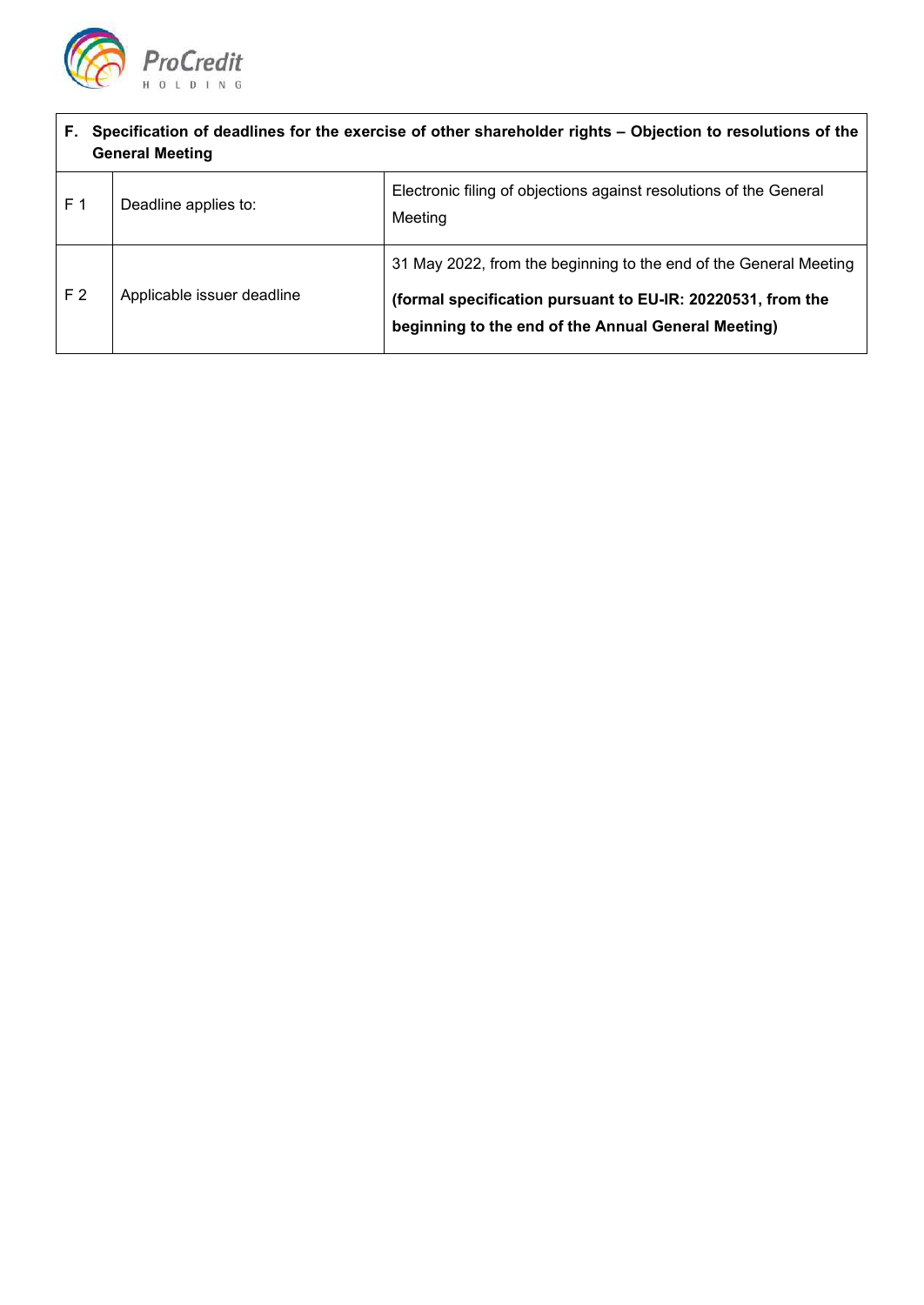| **F. Specification of deadlines for the exercise of other shareholder rights – Objection to resolutions of the General Meeting** | | |
|---|---|---|
| F 1 | Deadline applies to: | Electronic filing of objections against resolutions of the General Meeting |
| F 2 | Applicable issuer deadline | 31 May 2022, from the beginning to the end of the General Meeting<br>**(formal specification pursuant to EU-IR: 20220531, from the beginning to the end of the Annual General Meeting)** |